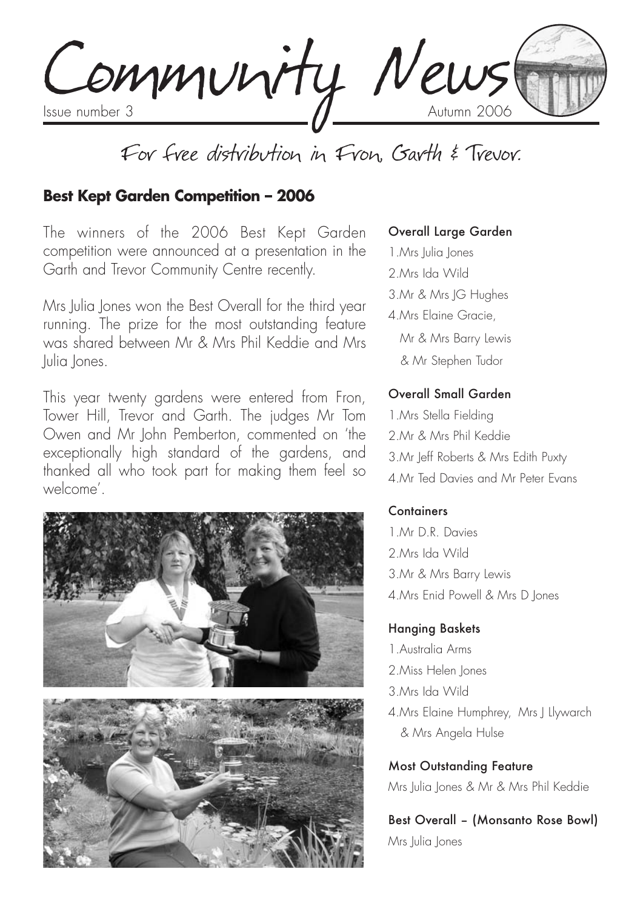# Community News

Issue number 3 — Autumn 2006

For free distribution in Fron, Garth & Trevor.

## Best Kept Garden Competition – 2006

The winners of the 2006 Best Kept Garden competition were announced at a presentation in the Garth and Trevor Community Centre recently.

Mrs Julia Jones won the Best Overall for the third year running. The prize for the most outstanding feature was shared between Mr & Mrs Phil Keddie and Mrs Julia Jones.

This year twenty gardens were entered from Fron, Tower Hill, Trevor and Garth. The judges Mr Tom Owen and Mr John Pemberton, commented on 'the exceptionally high standard of the gardens, and thanked all who took part for making them feel so welcome'.

### Overall Large Garden

1. Mrs Julia Jones
2. Mrs Ida Wild
3. Mr & Mrs JG Hughes
4. Mrs Elaine Gracie, Mr & Mrs Barry Lewis & Mr Stephen Tudor

### Overall Small Garden

1. Mrs Stella Fielding
2. Mr & Mrs Phil Keddie
3. Mr Jeff Roberts & Mrs Edith Puxty
4. Mr Ted Davies and Mr Peter Evans

### Containers

1. Mr D.R. Davies
2. Mrs Ida Wild
3. Mr & Mrs Barry Lewis
4. Mrs Enid Powell & Mrs D Jones

### Hanging Baskets

1. Australia Arms
2. Miss Helen Jones
3. Mrs Ida Wild
4. Mrs Elaine Humphrey, Mrs J Llywarch & Mrs Angela Hulse

### Most Outstanding Feature

Mrs Julia Jones & Mr & Mrs Phil Keddie

### Best Overall – (Monsanto Rose Bowl)

Mrs Julia Jones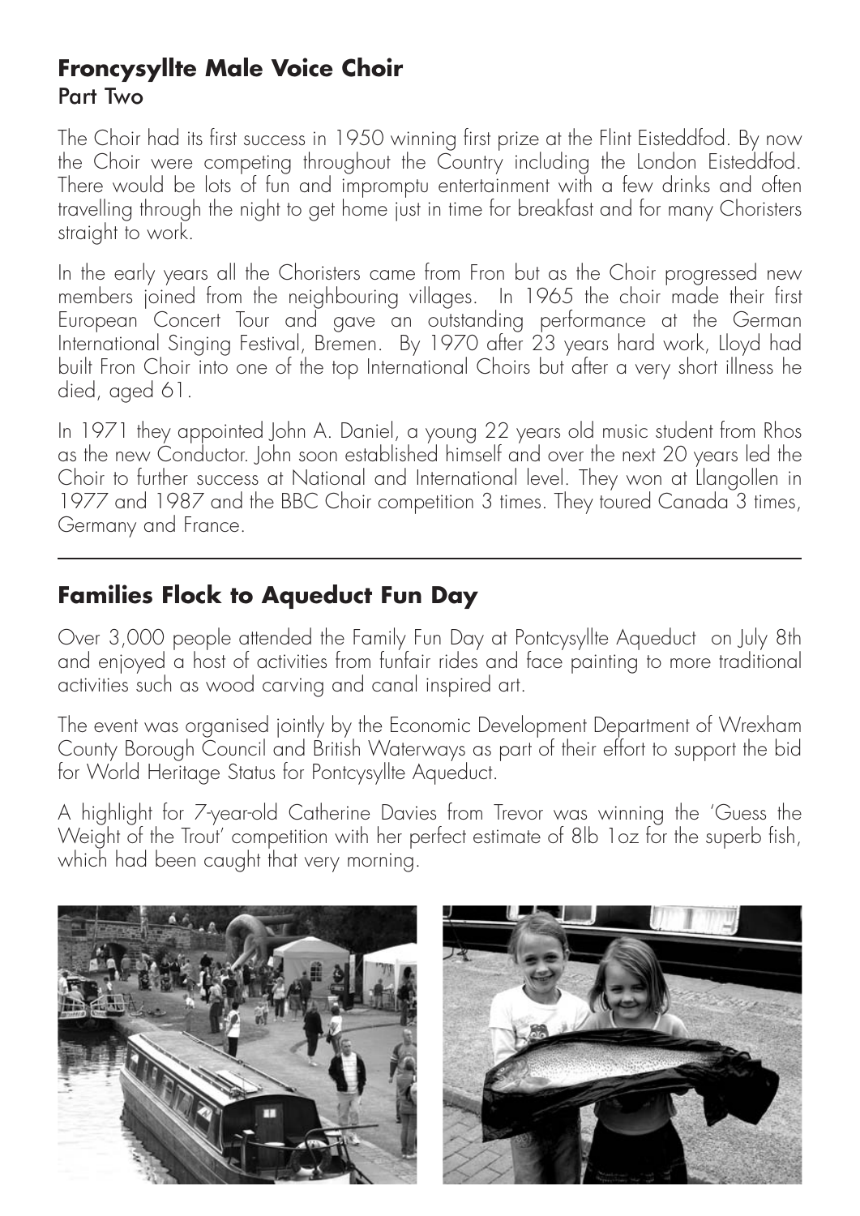## Froncysyllte Male Voice Choir

Part Two

The Choir had its first success in 1950 winning first prize at the Flint Eisteddfod. By now the Choir were competing throughout the Country including the London Eisteddfod. There would be lots of fun and impromptu entertainment with a few drinks and often travelling through the night to get home just in time for breakfast and for many Choristers straight to work.

In the early years all the Choristers came from Fron but as the Choir progressed new members joined from the neighbouring villages. In 1965 the choir made their first European Concert Tour and gave an outstanding performance at the German International Singing Festival, Bremen. By 1970 after 23 years hard work, Lloyd had built Fron Choir into one of the top International Choirs but after a very short illness he died, aged 61.

In 1971 they appointed John A. Daniel, a young 22 years old music student from Rhos as the new Conductor. John soon established himself and over the next 20 years led the Choir to further success at National and International level. They won at Llangollen in 1977 and 1987 and the BBC Choir competition 3 times. They toured Canada 3 times, Germany and France.

---

## Families Flock to Aqueduct Fun Day

Over 3,000 people attended the Family Fun Day at Pontcysyllte Aqueduct on July 8th and enjoyed a host of activities from funfair rides and face painting to more traditional activities such as wood carving and canal inspired art.

The event was organised jointly by the Economic Development Department of Wrexham County Borough Council and British Waterways as part of their effort to support the bid for World Heritage Status for Pontcysyllte Aqueduct.

A highlight for 7-year-old Catherine Davies from Trevor was winning the 'Guess the Weight of the Trout' competition with her perfect estimate of 8lb 1oz for the superb fish, which had been caught that very morning.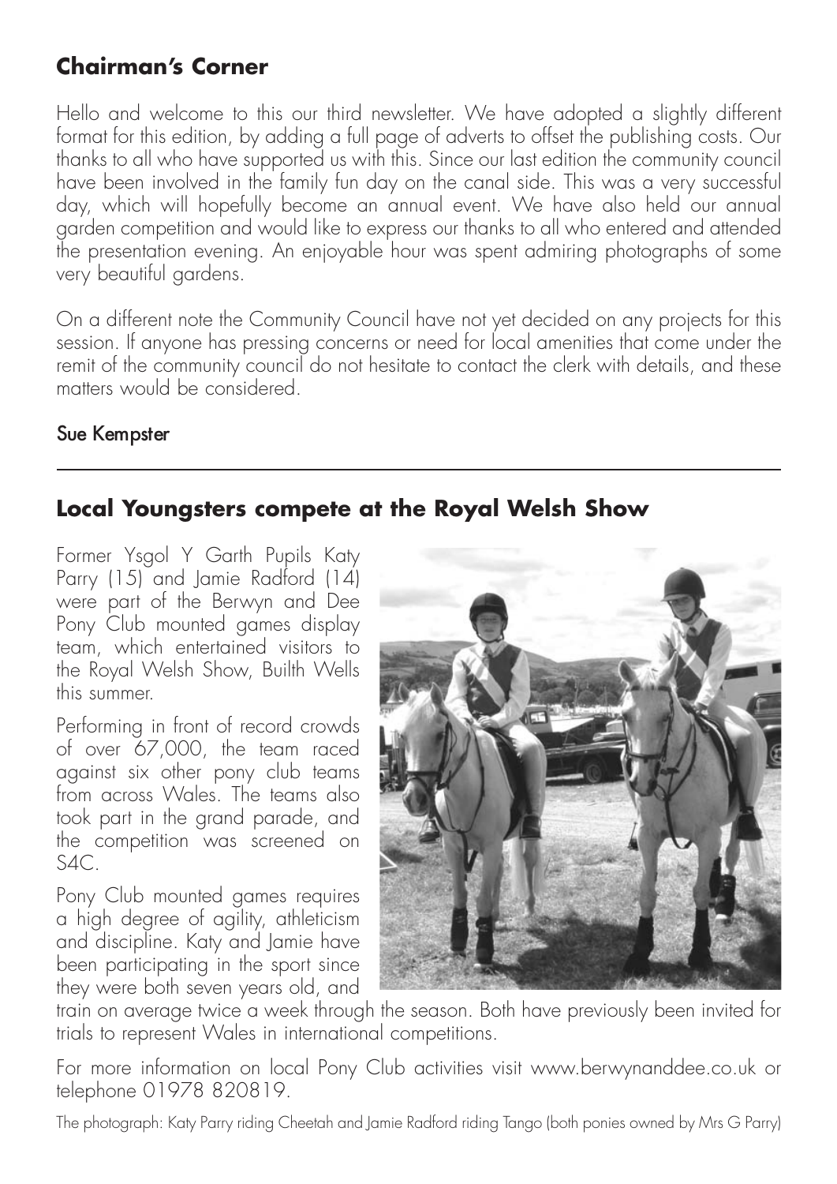## Chairman's Corner

Hello and welcome to this our third newsletter. We have adopted a slightly different format for this edition, by adding a full page of adverts to offset the publishing costs. Our thanks to all who have supported us with this. Since our last edition the community council have been involved in the family fun day on the canal side. This was a very successful day, which will hopefully become an annual event. We have also held our annual garden competition and would like to express our thanks to all who entered and attended the presentation evening. An enjoyable hour was spent admiring photographs of some very beautiful gardens.

On a different note the Community Council have not yet decided on any projects for this session. If anyone has pressing concerns or need for local amenities that come under the remit of the community council do not hesitate to contact the clerk with details, and these matters would be considered.

Sue Kempster

---

## Local Youngsters compete at the Royal Welsh Show

Former Ysgol Y Garth Pupils Katy Parry (15) and Jamie Radford (14) were part of the Berwyn and Dee Pony Club mounted games display team, which entertained visitors to the Royal Welsh Show, Builth Wells this summer.

Performing in front of record crowds of over 67,000, the team raced against six other pony club teams from across Wales. The teams also took part in the grand parade, and the competition was screened on S4C.

Pony Club mounted games requires a high degree of agility, athleticism and discipline. Katy and Jamie have been participating in the sport since they were both seven years old, and train on average twice a week through the season. Both have previously been invited for trials to represent Wales in international competitions.

For more information on local Pony Club activities visit www.berwynanddee.co.uk or telephone 01978 820819.

The photograph: Katy Parry riding Cheetah and Jamie Radford riding Tango (both ponies owned by Mrs G Parry)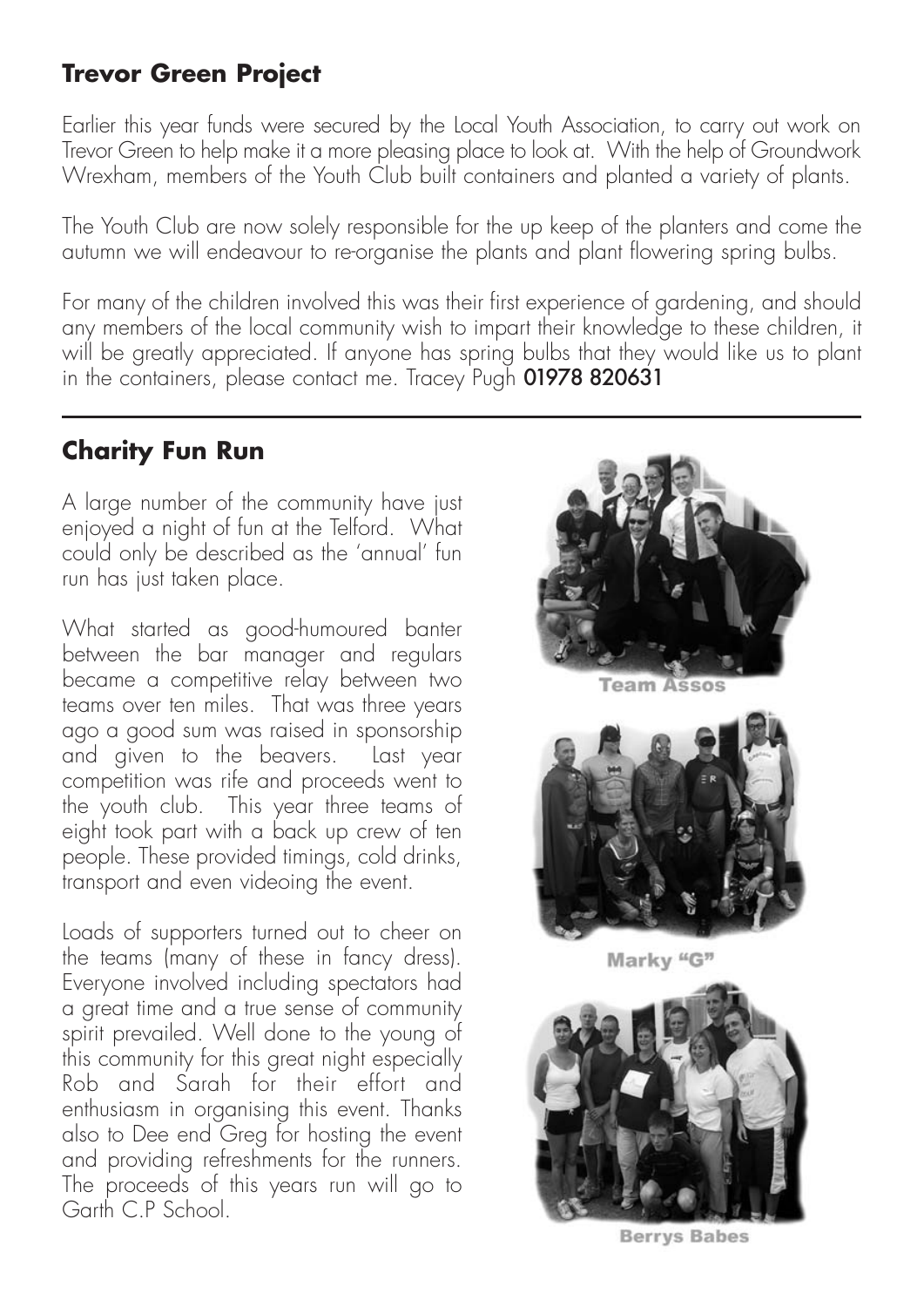## Trevor Green Project

Earlier this year funds were secured by the Local Youth Association, to carry out work on Trevor Green to help make it a more pleasing place to look at. With the help of Groundwork Wrexham, members of the Youth Club built containers and planted a variety of plants.

The Youth Club are now solely responsible for the up keep of the planters and come the autumn we will endeavour to re-organise the plants and plant flowering spring bulbs.

For many of the children involved this was their first experience of gardening, and should any members of the local community wish to impart their knowledge to these children, it will be greatly appreciated. If anyone has spring bulbs that they would like us to plant in the containers, please contact me. Tracey Pugh **01978 820631**

---

## Charity Fun Run

A large number of the community have just enjoyed a night of fun at the Telford. What could only be described as the 'annual' fun run has just taken place.

What started as good-humoured banter between the bar manager and regulars became a competitive relay between two teams over ten miles. That was three years ago a good sum was raised in sponsorship and given to the beavers. Last year competition was rife and proceeds went to the youth club. This year three teams of eight took part with a back up crew of ten people. These provided timings, cold drinks, transport and even videoing the event.

Loads of supporters turned out to cheer on the teams (many of these in fancy dress). Everyone involved including spectators had a great time and a true sense of community spirit prevailed. Well done to the young of this community for this great night especially Rob and Sarah for their effort and enthusiasm in organising this event. Thanks also to Dee end Greg for hosting the event and providing refreshments for the runners. The proceeds of this years run will go to Garth C.P School.

Team Assos

Marky "G"

Berrys Babes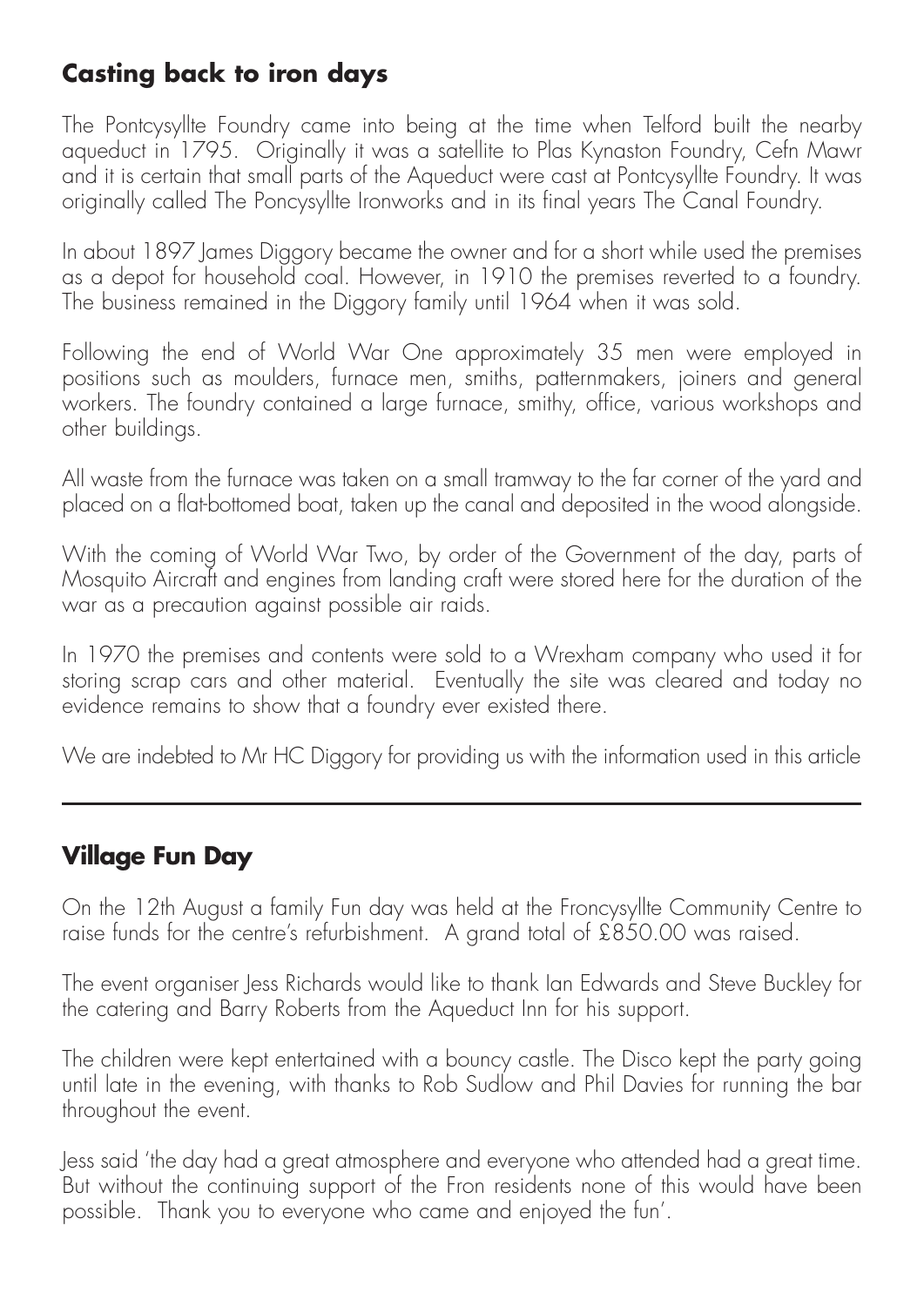## Casting back to iron days

The Pontcysyllte Foundry came into being at the time when Telford built the nearby aqueduct in 1795. Originally it was a satellite to Plas Kynaston Foundry, Cefn Mawr and it is certain that small parts of the Aqueduct were cast at Pontcysyllte Foundry. It was originally called The Poncysyllte Ironworks and in its final years The Canal Foundry.

In about 1897 James Diggory became the owner and for a short while used the premises as a depot for household coal. However, in 1910 the premises reverted to a foundry. The business remained in the Diggory family until 1964 when it was sold.

Following the end of World War One approximately 35 men were employed in positions such as moulders, furnace men, smiths, patternmakers, joiners and general workers. The foundry contained a large furnace, smithy, office, various workshops and other buildings.

All waste from the furnace was taken on a small tramway to the far corner of the yard and placed on a flat-bottomed boat, taken up the canal and deposited in the wood alongside.

With the coming of World War Two, by order of the Government of the day, parts of Mosquito Aircraft and engines from landing craft were stored here for the duration of the war as a precaution against possible air raids.

In 1970 the premises and contents were sold to a Wrexham company who used it for storing scrap cars and other material. Eventually the site was cleared and today no evidence remains to show that a foundry ever existed there.

We are indebted to Mr HC Diggory for providing us with the information used in this article

---

## Village Fun Day

On the 12th August a family Fun day was held at the Froncysyllte Community Centre to raise funds for the centre's refurbishment. A grand total of £850.00 was raised.

The event organiser Jess Richards would like to thank Ian Edwards and Steve Buckley for the catering and Barry Roberts from the Aqueduct Inn for his support.

The children were kept entertained with a bouncy castle. The Disco kept the party going until late in the evening, with thanks to Rob Sudlow and Phil Davies for running the bar throughout the event.

Jess said 'the day had a great atmosphere and everyone who attended had a great time. But without the continuing support of the Fron residents none of this would have been possible. Thank you to everyone who came and enjoyed the fun'.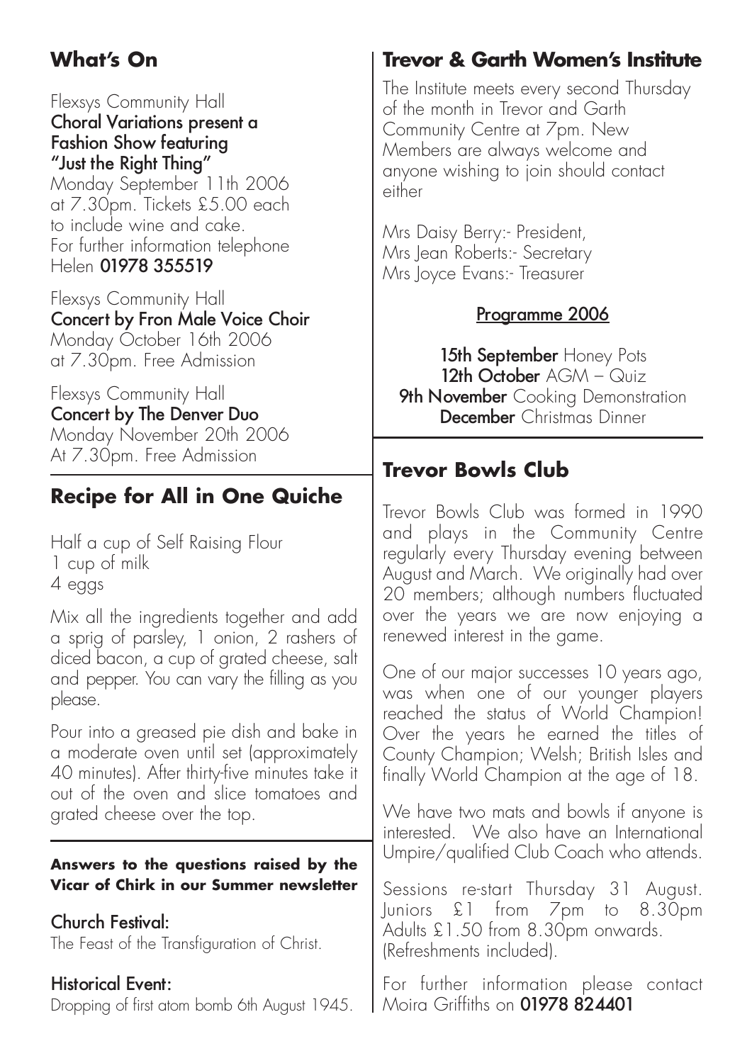## What's On

Flexsys Community Hall
**Choral Variations present a Fashion Show featuring "Just the Right Thing"**
Monday September 11th 2006 at 7.30pm. Tickets £5.00 each to include wine and cake.
For further information telephone Helen **01978 355519**

Flexsys Community Hall
**Concert by Fron Male Voice Choir**
Monday October 16th 2006 at 7.30pm. Free Admission

Flexsys Community Hall
**Concert by The Denver Duo**
Monday November 20th 2006 At 7.30pm. Free Admission

## Recipe for All in One Quiche

Half a cup of Self Raising Flour
1 cup of milk
4 eggs

Mix all the ingredients together and add a sprig of parsley, 1 onion, 2 rashers of diced bacon, a cup of grated cheese, salt and pepper. You can vary the filling as you please.

Pour into a greased pie dish and bake in a moderate oven until set (approximately 40 minutes). After thirty-five minutes take it out of the oven and slice tomatoes and grated cheese over the top.

**Answers to the questions raised by the Vicar of Chirk in our Summer newsletter**

**Church Festival:**
The Feast of the Transfiguration of Christ.

**Historical Event:**
Dropping of first atom bomb 6th August 1945.

## Trevor & Garth Women's Institute

The Institute meets every second Thursday of the month in Trevor and Garth Community Centre at 7pm. New Members are always welcome and anyone wishing to join should contact either

Mrs Daisy Berry:- President,
Mrs Jean Roberts:- Secretary
Mrs Joyce Evans:- Treasurer

**Programme 2006**

**15th September** Honey Pots
**12th October** AGM – Quiz
**9th November** Cooking Demonstration
**December** Christmas Dinner

## Trevor Bowls Club

Trevor Bowls Club was formed in 1990 and plays in the Community Centre regularly every Thursday evening between August and March. We originally had over 20 members; although numbers fluctuated over the years we are now enjoying a renewed interest in the game.

One of our major successes 10 years ago, was when one of our younger players reached the status of World Champion! Over the years he earned the titles of County Champion; Welsh; British Isles and finally World Champion at the age of 18.

We have two mats and bowls if anyone is interested. We also have an International Umpire/qualified Club Coach who attends.

Sessions re-start Thursday 31 August. Juniors £1 from 7pm to 8.30pm Adults £1.50 from 8.30pm onwards. (Refreshments included).

For further information please contact Moira Griffiths on **01978 824401**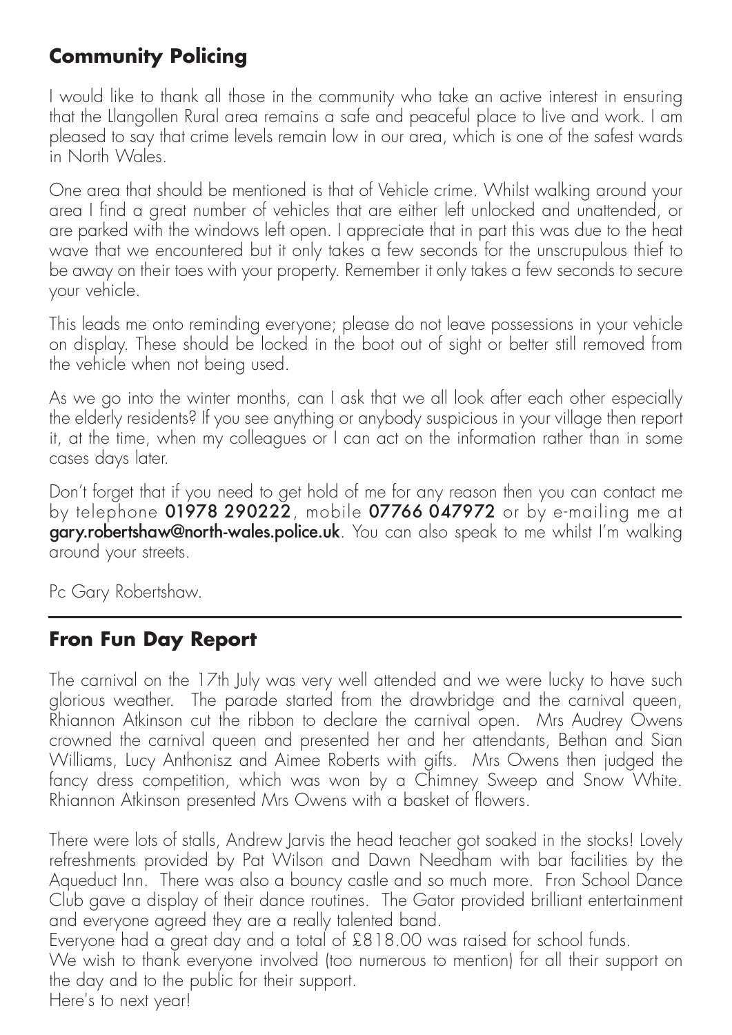## Community Policing

I would like to thank all those in the community who take an active interest in ensuring that the Llangollen Rural area remains a safe and peaceful place to live and work. I am pleased to say that crime levels remain low in our area, which is one of the safest wards in North Wales.

One area that should be mentioned is that of Vehicle crime. Whilst walking around your area I find a great number of vehicles that are either left unlocked and unattended, or are parked with the windows left open. I appreciate that in part this was due to the heat wave that we encountered but it only takes a few seconds for the unscrupulous thief to be away on their toes with your property. Remember it only takes a few seconds to secure your vehicle.

This leads me onto reminding everyone; please do not leave possessions in your vehicle on display. These should be locked in the boot out of sight or better still removed from the vehicle when not being used.

As we go into the winter months, can I ask that we all look after each other especially the elderly residents? If you see anything or anybody suspicious in your village then report it, at the time, when my colleagues or I can act on the information rather than in some cases days later.

Don't forget that if you need to get hold of me for any reason then you can contact me by telephone **01978 290222**, mobile **07766 047972** or by e-mailing me at **gary.robertshaw@north-wales.police.uk**. You can also speak to me whilst I'm walking around your streets.

Pc Gary Robertshaw.

---

## Fron Fun Day Report

The carnival on the 17th July was very well attended and we were lucky to have such glorious weather. The parade started from the drawbridge and the carnival queen, Rhiannon Atkinson cut the ribbon to declare the carnival open. Mrs Audrey Owens crowned the carnival queen and presented her and her attendants, Bethan and Sian Williams, Lucy Anthonisz and Aimee Roberts with gifts. Mrs Owens then judged the fancy dress competition, which was won by a Chimney Sweep and Snow White. Rhiannon Atkinson presented Mrs Owens with a basket of flowers.

There were lots of stalls, Andrew Jarvis the head teacher got soaked in the stocks! Lovely refreshments provided by Pat Wilson and Dawn Needham with bar facilities by the Aqueduct Inn. There was also a bouncy castle and so much more. Fron School Dance Club gave a display of their dance routines. The Gator provided brilliant entertainment and everyone agreed they are a really talented band.

Everyone had a great day and a total of £818.00 was raised for school funds.

We wish to thank everyone involved (too numerous to mention) for all their support on the day and to the public for their support.

Here's to next year!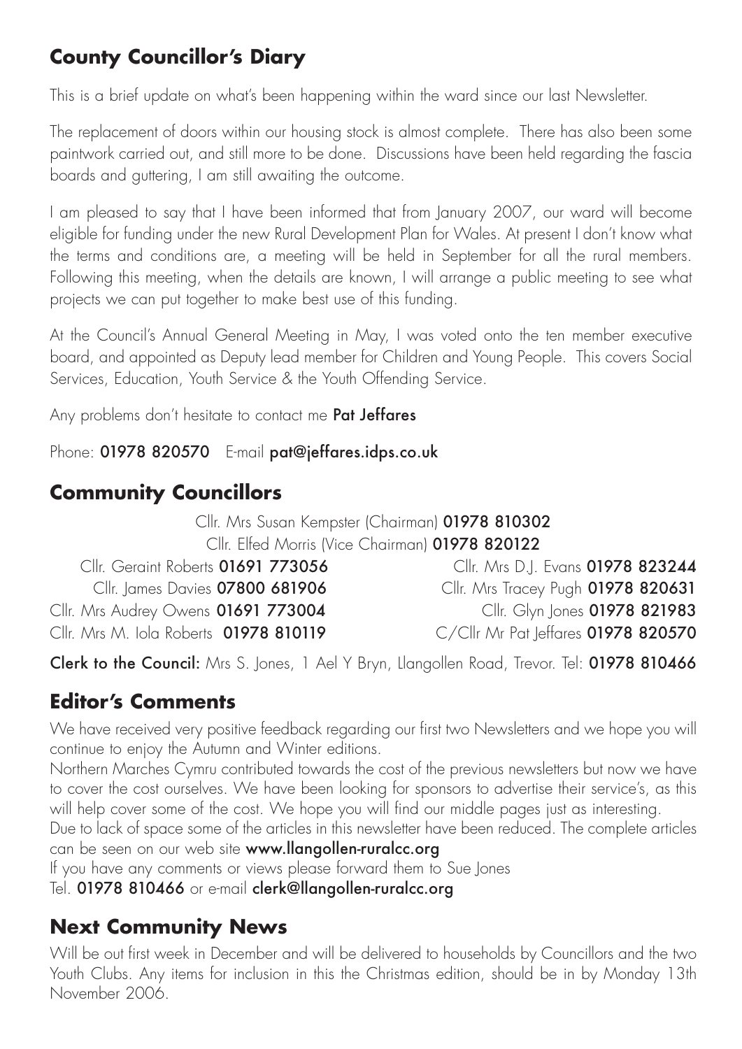## County Councillor's Diary

This is a brief update on what's been happening within the ward since our last Newsletter.

The replacement of doors within our housing stock is almost complete. There has also been some paintwork carried out, and still more to be done. Discussions have been held regarding the fascia boards and guttering, I am still awaiting the outcome.

I am pleased to say that I have been informed that from January 2007, our ward will become eligible for funding under the new Rural Development Plan for Wales. At present I don't know what the terms and conditions are, a meeting will be held in September for all the rural members. Following this meeting, when the details are known, I will arrange a public meeting to see what projects we can put together to make best use of this funding.

At the Council's Annual General Meeting in May, I was voted onto the ten member executive board, and appointed as Deputy lead member for Children and Young People. This covers Social Services, Education, Youth Service & the Youth Offending Service.

Any problems don't hesitate to contact me **Pat Jeffares**

Phone: **01978 820570** E-mail **pat@jeffares.idps.co.uk**

## Community Councillors

Cllr. Mrs Susan Kempster (Chairman) **01978 810302**

Cllr. Elfed Morris (Vice Chairman) **01978 820122**

Cllr. Geraint Roberts **01691 773056**

Cllr. James Davies **07800 681906**

Cllr. Mrs Audrey Owens **01691 773004**

Cllr. Mrs M. Iola Roberts **01978 810119**

Cllr. Mrs D.J. Evans **01978 823244**

Cllr. Mrs Tracey Pugh **01978 820631**

Cllr. Glyn Jones **01978 821983**

C/Cllr Mr Pat Jeffares **01978 820570**

**Clerk to the Council:** Mrs S. Jones, 1 Ael Y Bryn, Llangollen Road, Trevor. Tel: **01978 810466**

## Editor's Comments

We have received very positive feedback regarding our first two Newsletters and we hope you will continue to enjoy the Autumn and Winter editions.

Northern Marches Cymru contributed towards the cost of the previous newsletters but now we have to cover the cost ourselves. We have been looking for sponsors to advertise their service's, as this will help cover some of the cost. We hope you will find our middle pages just as interesting.

Due to lack of space some of the articles in this newsletter have been reduced. The complete articles can be seen on our web site **www.llangollen-ruralcc.org**

If you have any comments or views please forward them to Sue Jones

Tel. **01978 810466** or e-mail **clerk@llangollen-ruralcc.org**

## Next Community News

Will be out first week in December and will be delivered to households by Councillors and the two Youth Clubs. Any items for inclusion in this the Christmas edition, should be in by Monday 13th November 2006.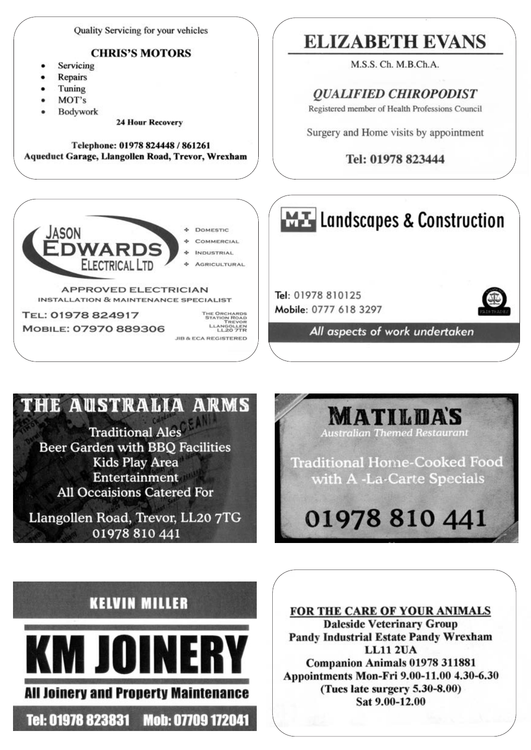Quality Servicing for your vehicles

**CHRIS'S MOTORS**

- Servicing
- Repairs
- Tuning
- MOT's
- Bodywork

**24 Hour Recovery**

**Telephone: 01978 824448 / 861261**
**Aqueduct Garage, Llangollen Road, Trevor, Wrexham**

---

**ELIZABETH EVANS**

M.S.S. Ch. M.B.Ch.A.

***QUALIFIED CHIROPODIST***

Registered member of Health Professions Council

Surgery and Home visits by appointment

**Tel: 01978 823444**

---

**JASON EDWARDS ELECTRICAL LTD**

- Domestic
- Commercial
- Industrial
- Agricultural

APPROVED ELECTRICIAN
INSTALLATION & MAINTENANCE SPECIALIST

TEL: 01978 824917
MOBILE: 07970 889306

The Orchards
Station Road
Trevor
Llangollen
LL20 7TR

JIB & ECA REGISTERED

---

**MI Landscapes & Construction**

Tel: 01978 810125
Mobile: 0777 618 3297

*All aspects of work undertaken*

---

**THE AUSTRALIA ARMS**

Traditional Ales
Beer Garden with BBQ Facilities
Kids Play Area
Entertainment
All Occaisions Catered For

Llangollen Road, Trevor, LL20 7TG
01978 810 441

---

**MATILDA'S**

*Australian Themed Restaurant*

Traditional Home-Cooked Food with A -La-Carte Specials

**01978 810 441**

---

**KELVIN MILLER**

**KM JOINERY**

**All Joinery and Property Maintenance**

**Tel: 01978 823831 Mob: 07709 172041**

---

**FOR THE CARE OF YOUR ANIMALS**

**Daleside Veterinary Group**
**Pandy Industrial Estate Pandy Wrexham**
**LL11 2UA**
**Companion Animals 01978 311881**
**Appointments Mon-Fri 9.00-11.00 4.30-6.30**
**(Tues late surgery 5.30-8.00)**
**Sat 9.00-12.00**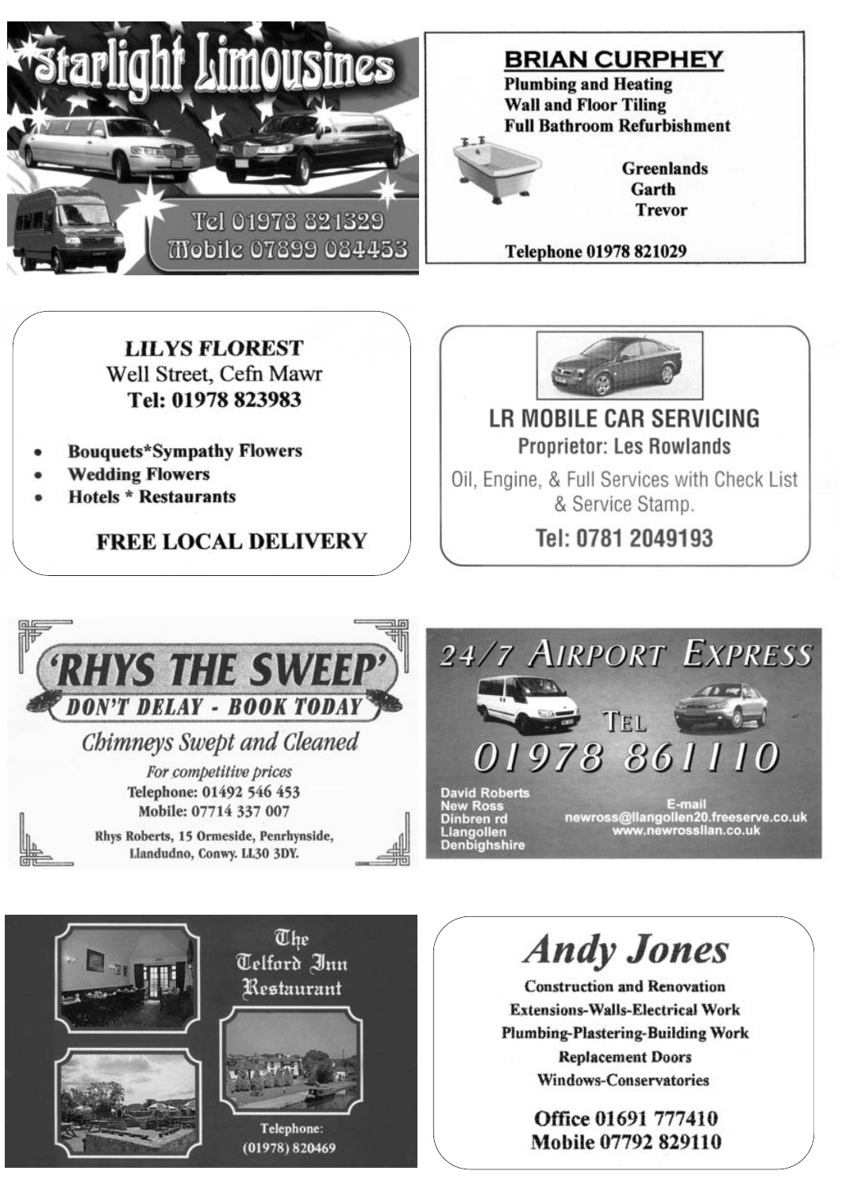## Starlight Limousines

Tel 01978 821329
Mobile 07899 084453

## BRIAN CURPHEY

**Plumbing and Heating**
**Wall and Floor Tiling**
**Full Bathroom Refurbishment**

Greenlands
Garth
Trevor

**Telephone 01978 821029**

## LILYS FLOREST

Well Street, Cefn Mawr
**Tel: 01978 823983**

- **Bouquets*Sympathy Flowers**
- **Wedding Flowers**
- **Hotels * Restaurants**

**FREE LOCAL DELIVERY**

## LR MOBILE CAR SERVICING

Proprietor: Les Rowlands

Oil, Engine, & Full Services with Check List & Service Stamp.

Tel: 0781 2049193

## 'RHYS THE SWEEP'

**DON'T DELAY - BOOK TODAY**

*Chimneys Swept and Cleaned*

*For competitive prices*
Telephone: 01492 546 453
Mobile: 07714 337 007

Rhys Roberts, 15 Ormeside, Penrhynside, Llandudno, Conwy. LL30 3DY.

## 24/7 AIRPORT EXPRESS

TEL
01978 861110

David Roberts
New Ross
Dinbren rd
Llangollen
Denbighshire

E-mail
newross@llangollen20.freeserve.co.uk
www.newrossllan.co.uk

## The Telford Inn Restaurant

Telephone:
(01978) 820469

## Andy Jones

**Construction and Renovation**
**Extensions-Walls-Electrical Work**
**Plumbing-Plastering-Building Work**
**Replacement Doors**
**Windows-Conservatories**

**Office 01691 777410**
**Mobile 07792 829110**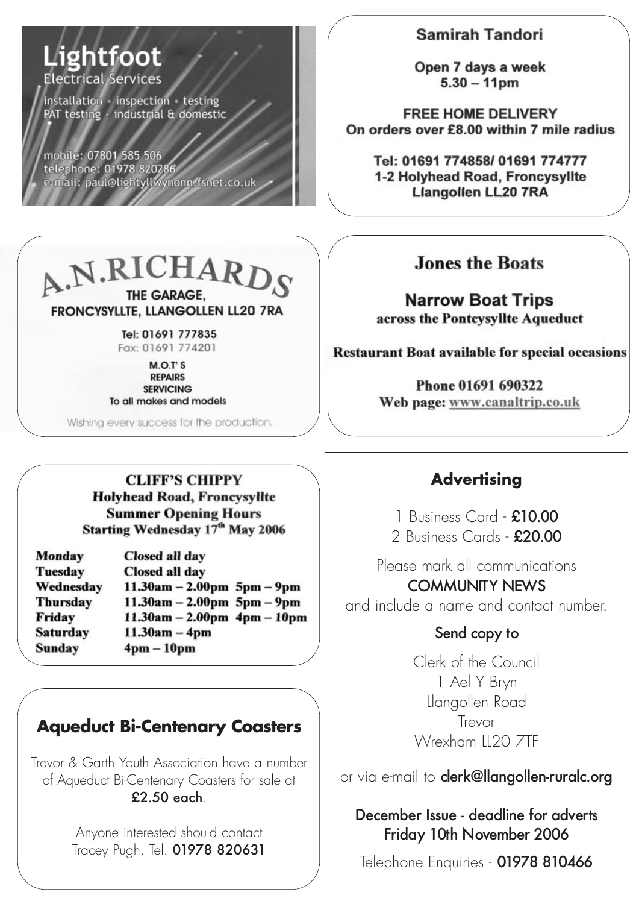## Lightfoot
Electrical Services

installation • inspection • testing
PAT testing • industrial & domestic

mobile: 07801 585 506
telephone: 01978 820286
e-mail: paul@lightyllwynonn.fsnet.co.uk

## Samirah Tandori

**Open 7 days a week**
**5.30 – 11pm**

**FREE HOME DELIVERY**
**On orders over £8.00 within 7 mile radius**

**Tel: 01691 774858/ 01691 774777**
**1-2 Holyhead Road, Froncysyllte**
**Llangollen LL20 7RA**

## A.N.RICHARDS

**THE GARAGE,**
**FRONCYSYLLTE, LLANGOLLEN LL20 7RA**

**Tel: 01691 777835**
Fax: 01691 774201

**M.O.T' S**
**REPAIRS**
**SERVICING**
**To all makes and models**

Wishing every success for the production.

## Jones the Boats

**Narrow Boat Trips**
**across the Pontcysyllte Aqueduct**

**Restaurant Boat available for special occasions**

**Phone 01691 690322**
**Web page: www.canaltrip.co.uk**

## CLIFF'S CHIPPY

**Holyhead Road, Froncysyllte**
**Summer Opening Hours**
**Starting Wednesday 17th May 2006**

| | |
|---|---|
| **Monday** | **Closed all day** |
| **Tuesday** | **Closed all day** |
| **Wednesday** | **11.30am – 2.00pm 5pm – 9pm** |
| **Thursday** | **11.30am – 2.00pm 5pm – 9pm** |
| **Friday** | **11.30am – 2.00pm 4pm – 10pm** |
| **Saturday** | **11.30am – 4pm** |
| **Sunday** | **4pm – 10pm** |

## Aqueduct Bi-Centenary Coasters

Trevor & Garth Youth Association have a number of Aqueduct Bi-Centenary Coasters for sale at **£2.50 each**.

Anyone interested should contact Tracey Pugh. Tel. **01978 820631**

## Advertising

1 Business Card - **£10.00**
2 Business Cards - **£20.00**

Please mark all communications
COMMUNITY NEWS
and include a name and contact number.

Send copy to

Clerk of the Council
1 Ael Y Bryn
Llangollen Road
Trevor
Wrexham LL20 7TF

or via e-mail to **clerk@llangollen-ruralc.org**

**December Issue - deadline for adverts**
**Friday 10th November 2006**

Telephone Enquiries - **01978 810466**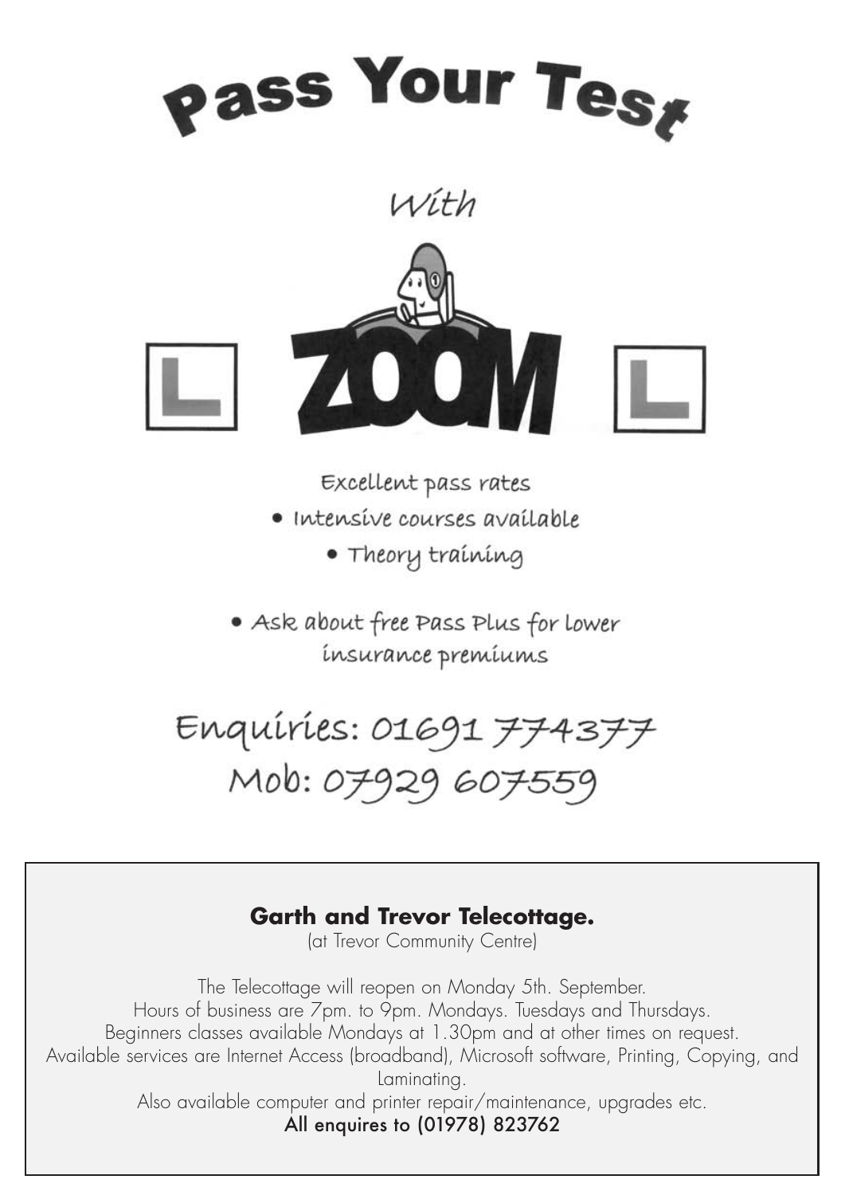# Pass Your Test

With

L ZOOM L

Excellent pass rates

- Intensive courses available
- Theory training
- Ask about free Pass Plus for lower insurance premiums

Enquiries: 01691 774377

Mob: 07929 607559

---

**Garth and Trevor Telecottage.**

(at Trevor Community Centre)

The Telecottage will reopen on Monday 5th. September.
Hours of business are 7pm. to 9pm. Mondays. Tuesdays and Thursdays.
Beginners classes available Mondays at 1.30pm and at other times on request.
Available services are Internet Access (broadband), Microsoft software, Printing, Copying, and Laminating.
Also available computer and printer repair/maintenance, upgrades etc.
All enquires to (01978) 823762